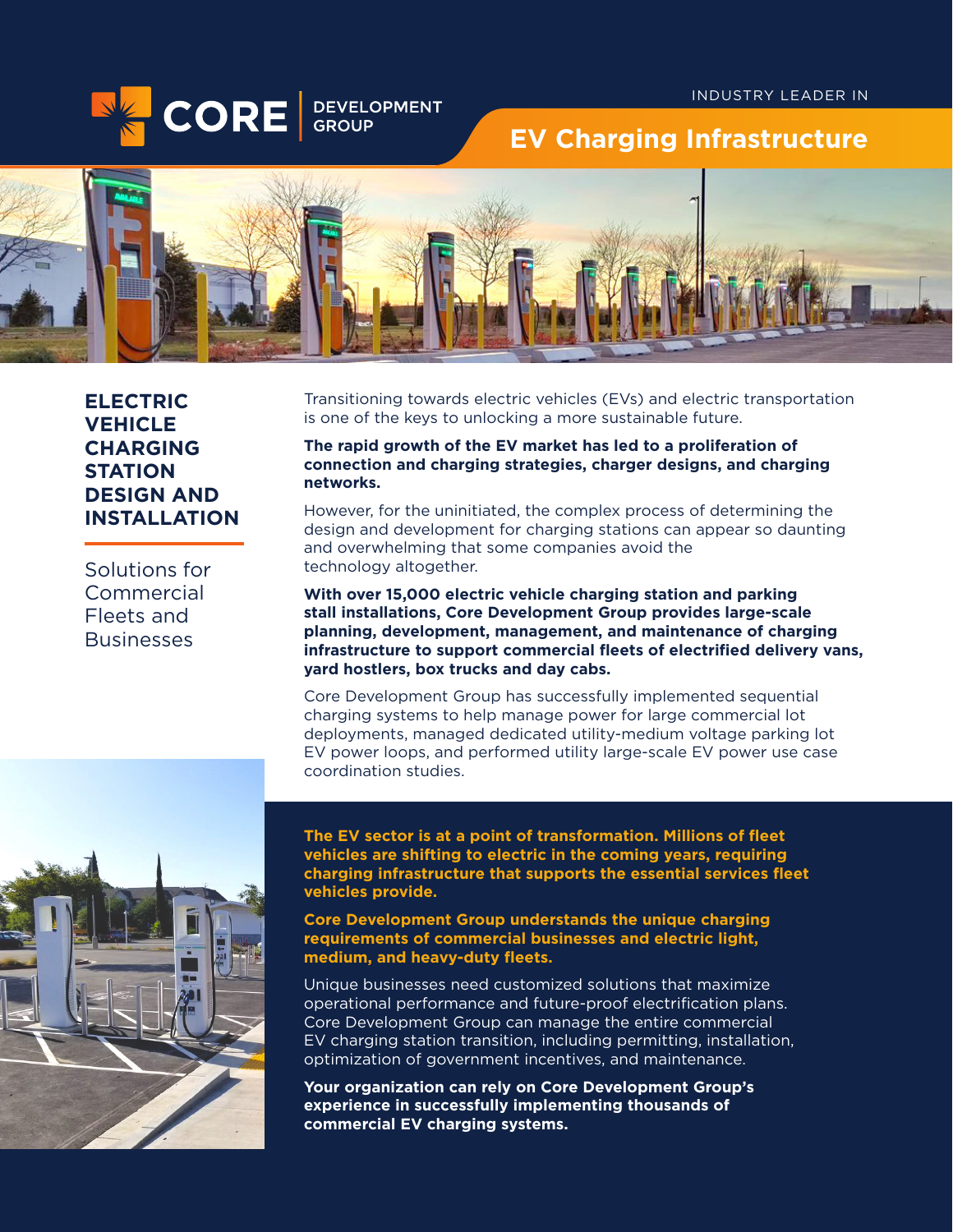CORE DEVELOPMENT GROUP

INDUSTRY LEADER IN

# EV Charging Infrastructure

## ELECTRIC VEHICLE CHARGING STATION DESIGN AND INSTALLATION

Solutions for Commercial Fleets and Businesses

Transitioning towards electric vehicles (EVs) and electric transportation is one of the keys to unlocking a more sustainable future.

**The rapid growth of the EV market has led to a proliferation of connection and charging strategies, charger designs, and charging networks.**

However, for the uninitiated, the complex process of determining the design and development for charging stations can appear so daunting and overwhelming that some companies avoid the technology altogether.

**With over 15,000 electric vehicle charging station and parking stall installations, Core Development Group provides large-scale planning, development, management, and maintenance of charging infrastructure to support commercial fleets of electrified delivery vans, yard hostlers, box trucks and day cabs.**

Core Development Group has successfully implemented sequential charging systems to help manage power for large commercial lot deployments, managed dedicated utility-medium voltage parking lot EV power loops, and performed utility large-scale EV power use case coordination studies.

**The EV sector is at a point of transformation. Millions of fleet vehicles are shifting to electric in the coming years, requiring charging infrastructure that supports the essential services fleet vehicles provide.**

**Core Development Group understands the unique charging requirements of commercial businesses and electric light, medium, and heavy-duty fleets.**

Unique businesses need customized solutions that maximize operational performance and future-proof electrification plans. Core Development Group can manage the entire commercial EV charging station transition, including permitting, installation, optimization of government incentives, and maintenance.

**Your organization can rely on Core Development Group's experience in successfully implementing thousands of commercial EV charging systems.**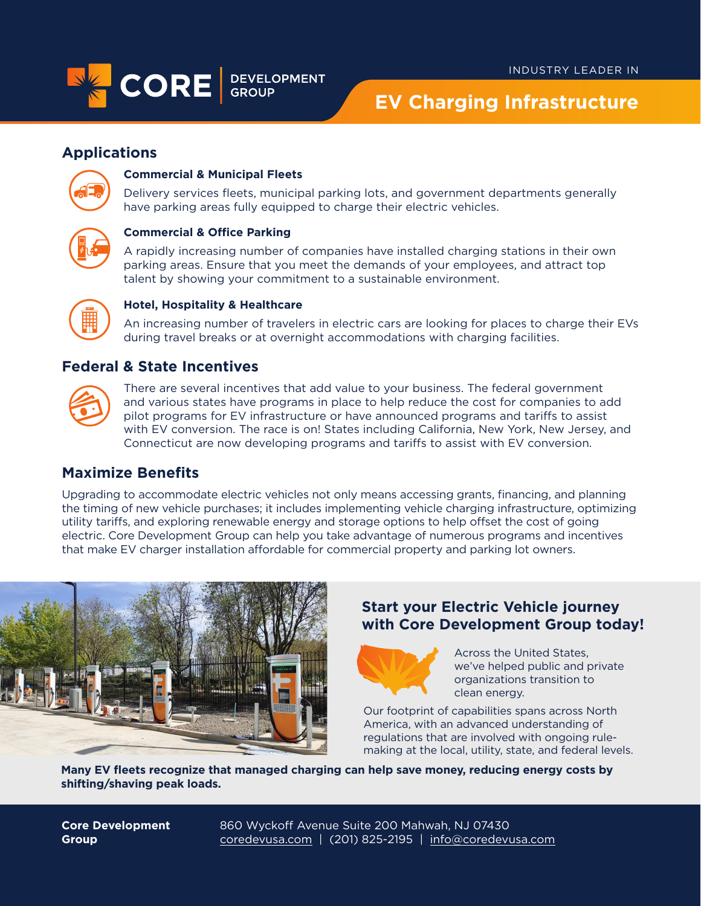# CORE DEVELOPMENT GROUP

INDUSTRY LEADER IN

## EV Charging Infrastructure

## Applications

**Commercial & Municipal Fleets**

Delivery services fleets, municipal parking lots, and government departments generally have parking areas fully equipped to charge their electric vehicles.

**Commercial & Office Parking**

A rapidly increasing number of companies have installed charging stations in their own parking areas. Ensure that you meet the demands of your employees, and attract top talent by showing your commitment to a sustainable environment.

**Hotel, Hospitality & Healthcare**

An increasing number of travelers in electric cars are looking for places to charge their EVs during travel breaks or at overnight accommodations with charging facilities.

## Federal & State Incentives

There are several incentives that add value to your business. The federal government and various states have programs in place to help reduce the cost for companies to add pilot programs for EV infrastructure or have announced programs and tariffs to assist with EV conversion. The race is on! States including California, New York, New Jersey, and Connecticut are now developing programs and tariffs to assist with EV conversion.

## Maximize Benefits

Upgrading to accommodate electric vehicles not only means accessing grants, financing, and planning the timing of new vehicle purchases; it includes implementing vehicle charging infrastructure, optimizing utility tariffs, and exploring renewable energy and storage options to help offset the cost of going electric. Core Development Group can help you take advantage of numerous programs and incentives that make EV charger installation affordable for commercial property and parking lot owners.

## Start your Electric Vehicle journey with Core Development Group today!

Across the United States, we've helped public and private organizations transition to clean energy.

Our footprint of capabilities spans across North America, with an advanced understanding of regulations that are involved with ongoing rule-making at the local, utility, state, and federal levels.

**Many EV fleets recognize that managed charging can help save money, reducing energy costs by shifting/shaving peak loads.**

**Core Development Group**

860 Wyckoff Avenue Suite 200 Mahwah, NJ 07430
coredevusa.com | (201) 825-2195 | info@coredevusa.com